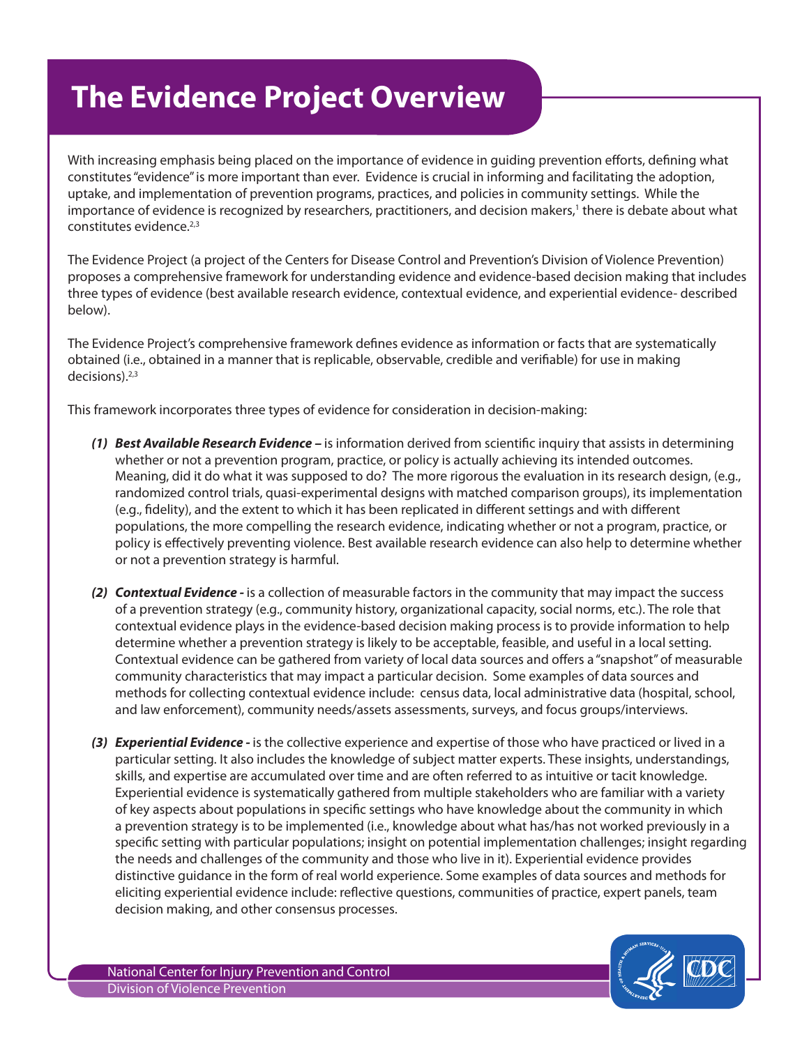# The Evidence Project Overview

With increasing emphasis being placed on the importance of evidence in guiding prevention efforts, defining what constitutes "evidence" is more important than ever. Evidence is crucial in informing and facilitating the adoption, uptake, and implementation of prevention programs, practices, and policies in community settings. While the importance of evidence is recognized by researchers, practitioners, and decision makers,[1] there is debate about what constitutes evidence.[2,3]

The Evidence Project (a project of the Centers for Disease Control and Prevention's Division of Violence Prevention) proposes a comprehensive framework for understanding evidence and evidence-based decision making that includes three types of evidence (best available research evidence, contextual evidence, and experiential evidence- described below).

The Evidence Project's comprehensive framework defines evidence as information or facts that are systematically obtained (i.e., obtained in a manner that is replicable, observable, credible and verifiable) for use in making decisions).[2,3]

This framework incorporates three types of evidence for consideration in decision-making:

***(1) Best Available Research Evidence –*** is information derived from scientific inquiry that assists in determining whether or not a prevention program, practice, or policy is actually achieving its intended outcomes. Meaning, did it do what it was supposed to do? The more rigorous the evaluation in its research design, (e.g., randomized control trials, quasi-experimental designs with matched comparison groups), its implementation (e.g., fidelity), and the extent to which it has been replicated in different settings and with different populations, the more compelling the research evidence, indicating whether or not a program, practice, or policy is effectively preventing violence. Best available research evidence can also help to determine whether or not a prevention strategy is harmful.

***(2) Contextual Evidence -*** is a collection of measurable factors in the community that may impact the success of a prevention strategy (e.g., community history, organizational capacity, social norms, etc.). The role that contextual evidence plays in the evidence-based decision making process is to provide information to help determine whether a prevention strategy is likely to be acceptable, feasible, and useful in a local setting. Contextual evidence can be gathered from variety of local data sources and offers a "snapshot" of measurable community characteristics that may impact a particular decision. Some examples of data sources and methods for collecting contextual evidence include: census data, local administrative data (hospital, school, and law enforcement), community needs/assets assessments, surveys, and focus groups/interviews.

***(3) Experiential Evidence -*** is the collective experience and expertise of those who have practiced or lived in a particular setting. It also includes the knowledge of subject matter experts. These insights, understandings, skills, and expertise are accumulated over time and are often referred to as intuitive or tacit knowledge. Experiential evidence is systematically gathered from multiple stakeholders who are familiar with a variety of key aspects about populations in specific settings who have knowledge about the community in which a prevention strategy is to be implemented (i.e., knowledge about what has/has not worked previously in a specific setting with particular populations; insight on potential implementation challenges; insight regarding the needs and challenges of the community and those who live in it). Experiential evidence provides distinctive guidance in the form of real world experience. Some examples of data sources and methods for eliciting experiential evidence include: reflective questions, communities of practice, expert panels, team decision making, and other consensus processes.

National Center for Injury Prevention and Control
Division of Violence Prevention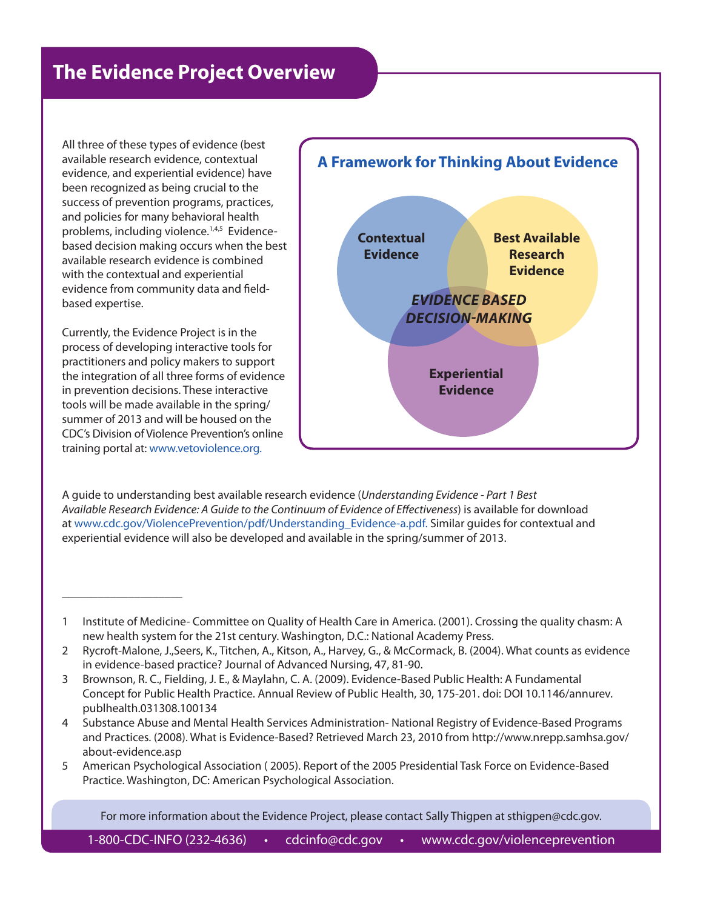## The Evidence Project Overview

All three of these types of evidence (best available research evidence, contextual evidence, and experiential evidence) have been recognized as being crucial to the success of prevention programs, practices, and policies for many behavioral health problems, including violence.[1,4,5] Evidence-based decision making occurs when the best available research evidence is combined with the contextual and experiential evidence from community data and field-based expertise.

Currently, the Evidence Project is in the process of developing interactive tools for practitioners and policy makers to support the integration of all three forms of evidence in prevention decisions. These interactive tools will be made available in the spring/summer of 2013 and will be housed on the CDC's Division of Violence Prevention's online training portal at: www.vetoviolence.org.

### A Framework for Thinking About Evidence

Contextual Evidence

Best Available Research Evidence

EVIDENCE BASED DECISION-MAKING

Experiential Evidence

A guide to understanding best available research evidence (*Understanding Evidence - Part 1 Best Available Research Evidence: A Guide to the Continuum of Evidence of Effectiveness*) is available for download at www.cdc.gov/ViolencePrevention/pdf/Understanding_Evidence-a.pdf. Similar guides for contextual and experiential evidence will also be developed and available in the spring/summer of 2013.

---

1. Institute of Medicine- Committee on Quality of Health Care in America. (2001). Crossing the quality chasm: A new health system for the 21st century. Washington, D.C.: National Academy Press.
2. Rycroft-Malone, J.,Seers, K., Titchen, A., Kitson, A., Harvey, G., & McCormack, B. (2004). What counts as evidence in evidence-based practice? Journal of Advanced Nursing, 47, 81-90.
3. Brownson, R. C., Fielding, J. E., & Maylahn, C. A. (2009). Evidence-Based Public Health: A Fundamental Concept for Public Health Practice. Annual Review of Public Health, 30, 175-201. doi: DOI 10.1146/annurev.publhealth.031308.100134
4. Substance Abuse and Mental Health Services Administration- National Registry of Evidence-Based Programs and Practices. (2008). What is Evidence-Based? Retrieved March 23, 2010 from http://www.nrepp.samhsa.gov/about-evidence.asp
5. American Psychological Association ( 2005). Report of the 2005 Presidential Task Force on Evidence-Based Practice. Washington, DC: American Psychological Association.

For more information about the Evidence Project, please contact Sally Thigpen at sthigpen@cdc.gov.

1-800-CDC-INFO (232-4636) • cdcinfo@cdc.gov • www.cdc.gov/violenceprevention